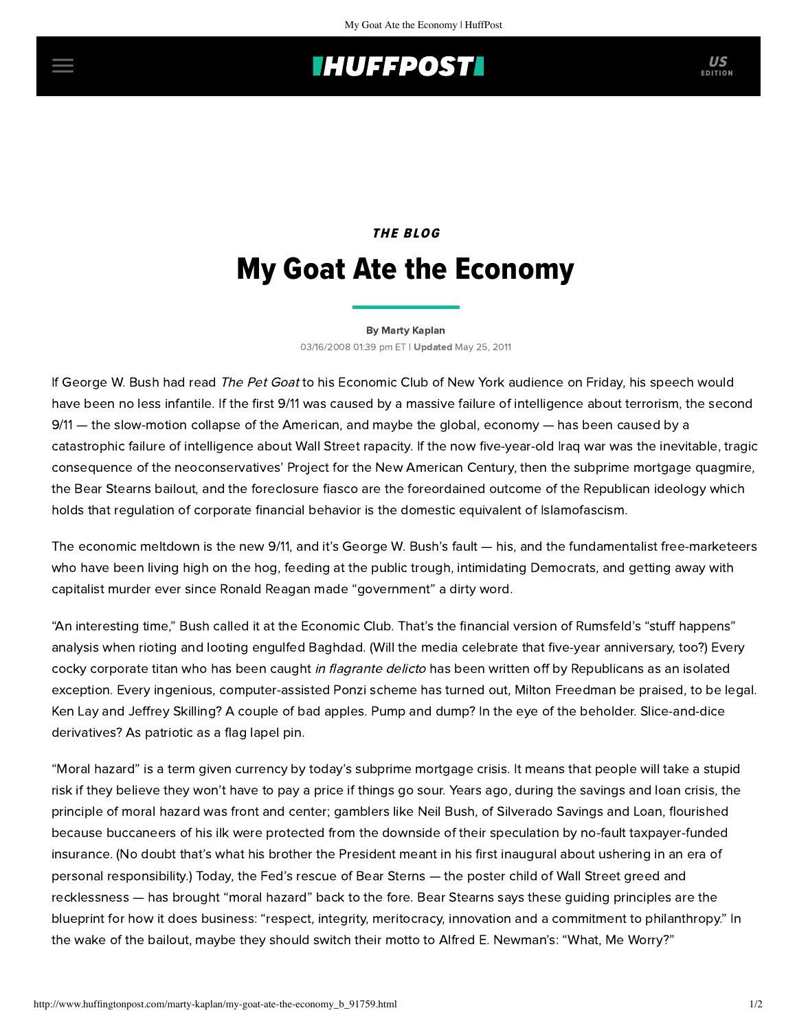*THE BLOG*

# My Goat Ate the Economy

By Marty Kaplan

03/16/2008 01:39 pm ET | **Updated** May 25, 2011

If George W. Bush had read *The Pet Goat* to his Economic Club of New York audience on Friday, his speech would have been no less infantile. If the first 9/11 was caused by a massive failure of intelligence about terrorism, the second 9/11 — the slow-motion collapse of the American, and maybe the global, economy — has been caused by a catastrophic failure of intelligence about Wall Street rapacity. If the now five-year-old Iraq war was the inevitable, tragic consequence of the neoconservatives' Project for the New American Century, then the subprime mortgage quagmire, the Bear Stearns bailout, and the foreclosure fiasco are the foreordained outcome of the Republican ideology which holds that regulation of corporate financial behavior is the domestic equivalent of Islamofascism.

The economic meltdown is the new 9/11, and it's George W. Bush's fault — his, and the fundamentalist free-marketeers who have been living high on the hog, feeding at the public trough, intimidating Democrats, and getting away with capitalist murder ever since Ronald Reagan made "government" a dirty word.

"An interesting time," Bush called it at the Economic Club. That's the financial version of Rumsfeld's "stuff happens" analysis when rioting and looting engulfed Baghdad. (Will the media celebrate that five-year anniversary, too?) Every cocky corporate titan who has been caught *in flagrante delicto* has been written off by Republicans as an isolated exception. Every ingenious, computer-assisted Ponzi scheme has turned out, Milton Freedman be praised, to be legal. Ken Lay and Jeffrey Skilling? A couple of bad apples. Pump and dump? In the eye of the beholder. Slice-and-dice derivatives? As patriotic as a flag lapel pin.

"Moral hazard" is a term given currency by today's subprime mortgage crisis. It means that people will take a stupid risk if they believe they won't have to pay a price if things go sour. Years ago, during the savings and loan crisis, the principle of moral hazard was front and center; gamblers like Neil Bush, of Silverado Savings and Loan, flourished because buccaneers of his ilk were protected from the downside of their speculation by no-fault taxpayer-funded insurance. (No doubt that's what his brother the President meant in his first inaugural about ushering in an era of personal responsibility.) Today, the Fed's rescue of Bear Sterns — the poster child of Wall Street greed and recklessness — has brought "moral hazard" back to the fore. Bear Stearns says these guiding principles are the blueprint for how it does business: "respect, integrity, meritocracy, innovation and a commitment to philanthropy." In the wake of the bailout, maybe they should switch their motto to Alfred E. Newman's: "What, Me Worry?"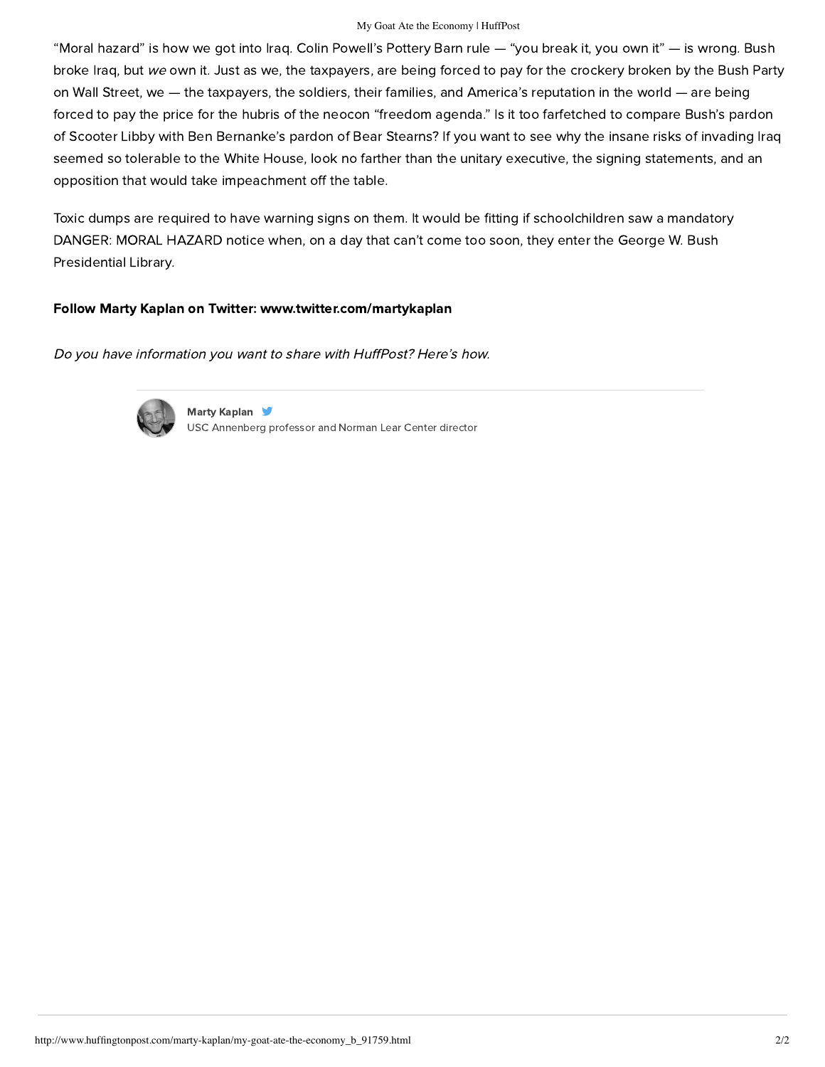"Moral hazard" is how we got into Iraq. Colin Powell's Pottery Barn rule — "you break it, you own it" — is wrong. Bush broke Iraq, but *we* own it. Just as we, the taxpayers, are being forced to pay for the crockery broken by the Bush Party on Wall Street, we — the taxpayers, the soldiers, their families, and America's reputation in the world — are being forced to pay the price for the hubris of the neocon "freedom agenda." Is it too farfetched to compare Bush's pardon of Scooter Libby with Ben Bernanke's pardon of Bear Stearns? If you want to see why the insane risks of invading Iraq seemed so tolerable to the White House, look no farther than the unitary executive, the signing statements, and an opposition that would take impeachment off the table.

Toxic dumps are required to have warning signs on them. It would be fitting if schoolchildren saw a mandatory DANGER: MORAL HAZARD notice when, on a day that can't come too soon, they enter the George W. Bush Presidential Library.

**Follow Marty Kaplan on Twitter: www.twitter.com/martykaplan**

*Do you have information you want to share with HuffPost? Here's how.*

**Marty Kaplan**
USC Annenberg professor and Norman Lear Center director